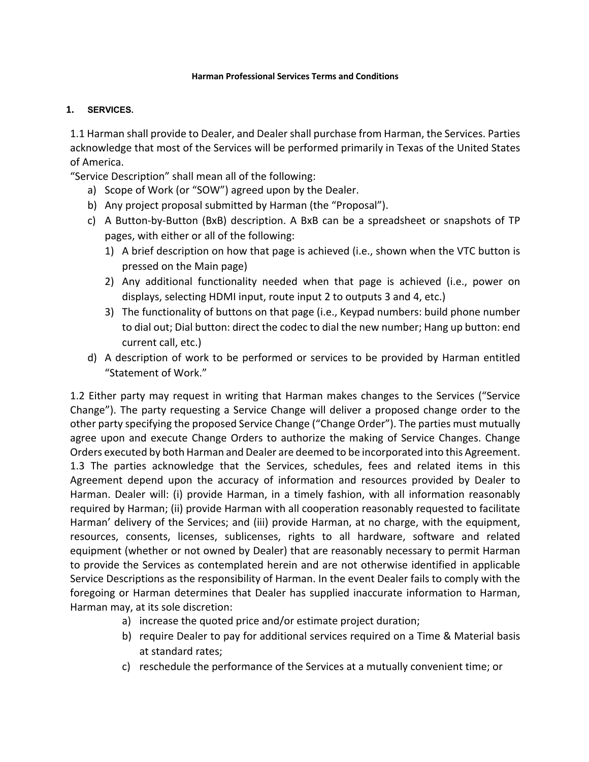# Harman Professional Services Terms and Conditions

## 1. SERVICES.

1.1 Harman shall provide to Dealer, and Dealer shall purchase from Harman, the Services. Parties acknowledge that most of the Services will be performed primarily in Texas of the United States of America.

"Service Description" shall mean all of the following:

a) Scope of Work (or "SOW") agreed upon by the Dealer.
b) Any project proposal submitted by Harman (the "Proposal").
c) A Button-by-Button (BxB) description. A BxB can be a spreadsheet or snapshots of TP pages, with either or all of the following:
   1) A brief description on how that page is achieved (i.e., shown when the VTC button is pressed on the Main page)
   2) Any additional functionality needed when that page is achieved (i.e., power on displays, selecting HDMI input, route input 2 to outputs 3 and 4, etc.)
   3) The functionality of buttons on that page (i.e., Keypad numbers: build phone number to dial out; Dial button: direct the codec to dial the new number; Hang up button: end current call, etc.)
d) A description of work to be performed or services to be provided by Harman entitled "Statement of Work."

1.2 Either party may request in writing that Harman makes changes to the Services ("Service Change"). The party requesting a Service Change will deliver a proposed change order to the other party specifying the proposed Service Change ("Change Order"). The parties must mutually agree upon and execute Change Orders to authorize the making of Service Changes. Change Orders executed by both Harman and Dealer are deemed to be incorporated into this Agreement.

1.3 The parties acknowledge that the Services, schedules, fees and related items in this Agreement depend upon the accuracy of information and resources provided by Dealer to Harman. Dealer will: (i) provide Harman, in a timely fashion, with all information reasonably required by Harman; (ii) provide Harman with all cooperation reasonably requested to facilitate Harman' delivery of the Services; and (iii) provide Harman, at no charge, with the equipment, resources, consents, licenses, sublicenses, rights to all hardware, software and related equipment (whether or not owned by Dealer) that are reasonably necessary to permit Harman to provide the Services as contemplated herein and are not otherwise identified in applicable Service Descriptions as the responsibility of Harman. In the event Dealer fails to comply with the foregoing or Harman determines that Dealer has supplied inaccurate information to Harman, Harman may, at its sole discretion:

a) increase the quoted price and/or estimate project duration;
b) require Dealer to pay for additional services required on a Time & Material basis at standard rates;
c) reschedule the performance of the Services at a mutually convenient time; or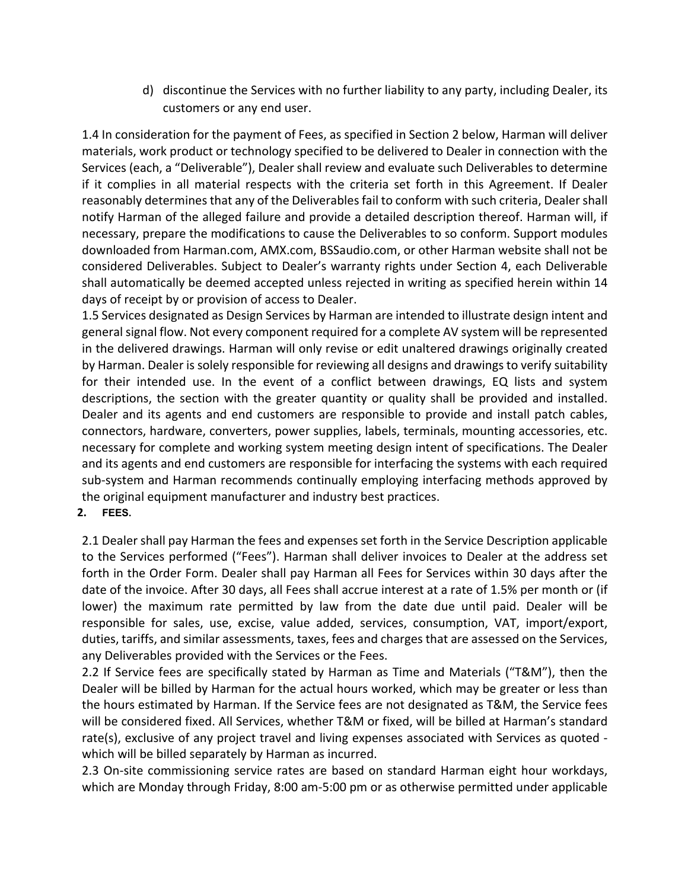d) discontinue the Services with no further liability to any party, including Dealer, its customers or any end user.

1.4 In consideration for the payment of Fees, as specified in Section 2 below, Harman will deliver materials, work product or technology specified to be delivered to Dealer in connection with the Services (each, a "Deliverable"), Dealer shall review and evaluate such Deliverables to determine if it complies in all material respects with the criteria set forth in this Agreement. If Dealer reasonably determines that any of the Deliverables fail to conform with such criteria, Dealer shall notify Harman of the alleged failure and provide a detailed description thereof. Harman will, if necessary, prepare the modifications to cause the Deliverables to so conform. Support modules downloaded from Harman.com, AMX.com, BSSaudio.com, or other Harman website shall not be considered Deliverables. Subject to Dealer's warranty rights under Section 4, each Deliverable shall automatically be deemed accepted unless rejected in writing as specified herein within 14 days of receipt by or provision of access to Dealer.

1.5 Services designated as Design Services by Harman are intended to illustrate design intent and general signal flow. Not every component required for a complete AV system will be represented in the delivered drawings. Harman will only revise or edit unaltered drawings originally created by Harman. Dealer is solely responsible for reviewing all designs and drawings to verify suitability for their intended use. In the event of a conflict between drawings, EQ lists and system descriptions, the section with the greater quantity or quality shall be provided and installed. Dealer and its agents and end customers are responsible to provide and install patch cables, connectors, hardware, converters, power supplies, labels, terminals, mounting accessories, etc. necessary for complete and working system meeting design intent of specifications. The Dealer and its agents and end customers are responsible for interfacing the systems with each required sub-system and Harman recommends continually employing interfacing methods approved by the original equipment manufacturer and industry best practices.

## 2. FEES.

2.1 Dealer shall pay Harman the fees and expenses set forth in the Service Description applicable to the Services performed ("Fees"). Harman shall deliver invoices to Dealer at the address set forth in the Order Form. Dealer shall pay Harman all Fees for Services within 30 days after the date of the invoice. After 30 days, all Fees shall accrue interest at a rate of 1.5% per month or (if lower) the maximum rate permitted by law from the date due until paid. Dealer will be responsible for sales, use, excise, value added, services, consumption, VAT, import/export, duties, tariffs, and similar assessments, taxes, fees and charges that are assessed on the Services, any Deliverables provided with the Services or the Fees.

2.2 If Service fees are specifically stated by Harman as Time and Materials ("T&M"), then the Dealer will be billed by Harman for the actual hours worked, which may be greater or less than the hours estimated by Harman. If the Service fees are not designated as T&M, the Service fees will be considered fixed. All Services, whether T&M or fixed, will be billed at Harman's standard rate(s), exclusive of any project travel and living expenses associated with Services as quoted - which will be billed separately by Harman as incurred.

2.3 On-site commissioning service rates are based on standard Harman eight hour workdays, which are Monday through Friday, 8:00 am-5:00 pm or as otherwise permitted under applicable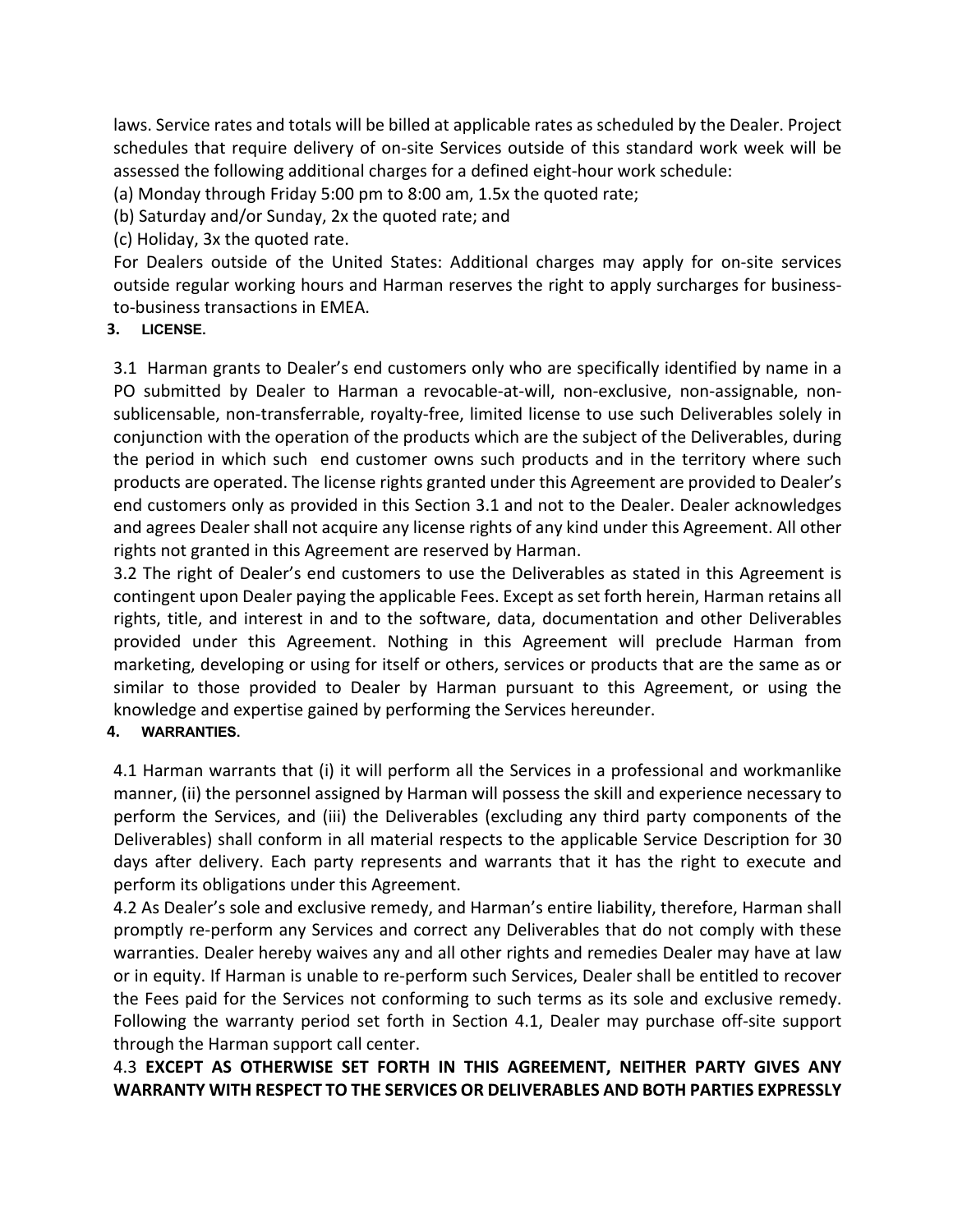laws. Service rates and totals will be billed at applicable rates as scheduled by the Dealer. Project schedules that require delivery of on-site Services outside of this standard work week will be assessed the following additional charges for a defined eight-hour work schedule:

(a) Monday through Friday 5:00 pm to 8:00 am, 1.5x the quoted rate;

(b) Saturday and/or Sunday, 2x the quoted rate; and

(c) Holiday, 3x the quoted rate.

For Dealers outside of the United States: Additional charges may apply for on-site services outside regular working hours and Harman reserves the right to apply surcharges for business-to-business transactions in EMEA.

## 3. LICENSE.

3.1 Harman grants to Dealer's end customers only who are specifically identified by name in a PO submitted by Dealer to Harman a revocable-at-will, non-exclusive, non-assignable, non-sublicensable, non-transferrable, royalty-free, limited license to use such Deliverables solely in conjunction with the operation of the products which are the subject of the Deliverables, during the period in which such end customer owns such products and in the territory where such products are operated. The license rights granted under this Agreement are provided to Dealer's end customers only as provided in this Section 3.1 and not to the Dealer. Dealer acknowledges and agrees Dealer shall not acquire any license rights of any kind under this Agreement. All other rights not granted in this Agreement are reserved by Harman.

3.2 The right of Dealer's end customers to use the Deliverables as stated in this Agreement is contingent upon Dealer paying the applicable Fees. Except as set forth herein, Harman retains all rights, title, and interest in and to the software, data, documentation and other Deliverables provided under this Agreement. Nothing in this Agreement will preclude Harman from marketing, developing or using for itself or others, services or products that are the same as or similar to those provided to Dealer by Harman pursuant to this Agreement, or using the knowledge and expertise gained by performing the Services hereunder.

## 4. WARRANTIES.

4.1 Harman warrants that (i) it will perform all the Services in a professional and workmanlike manner, (ii) the personnel assigned by Harman will possess the skill and experience necessary to perform the Services, and (iii) the Deliverables (excluding any third party components of the Deliverables) shall conform in all material respects to the applicable Service Description for 30 days after delivery. Each party represents and warrants that it has the right to execute and perform its obligations under this Agreement.

4.2 As Dealer's sole and exclusive remedy, and Harman's entire liability, therefore, Harman shall promptly re-perform any Services and correct any Deliverables that do not comply with these warranties. Dealer hereby waives any and all other rights and remedies Dealer may have at law or in equity. If Harman is unable to re-perform such Services, Dealer shall be entitled to recover the Fees paid for the Services not conforming to such terms as its sole and exclusive remedy. Following the warranty period set forth in Section 4.1, Dealer may purchase off-site support through the Harman support call center.

4.3 **EXCEPT AS OTHERWISE SET FORTH IN THIS AGREEMENT, NEITHER PARTY GIVES ANY WARRANTY WITH RESPECT TO THE SERVICES OR DELIVERABLES AND BOTH PARTIES EXPRESSLY**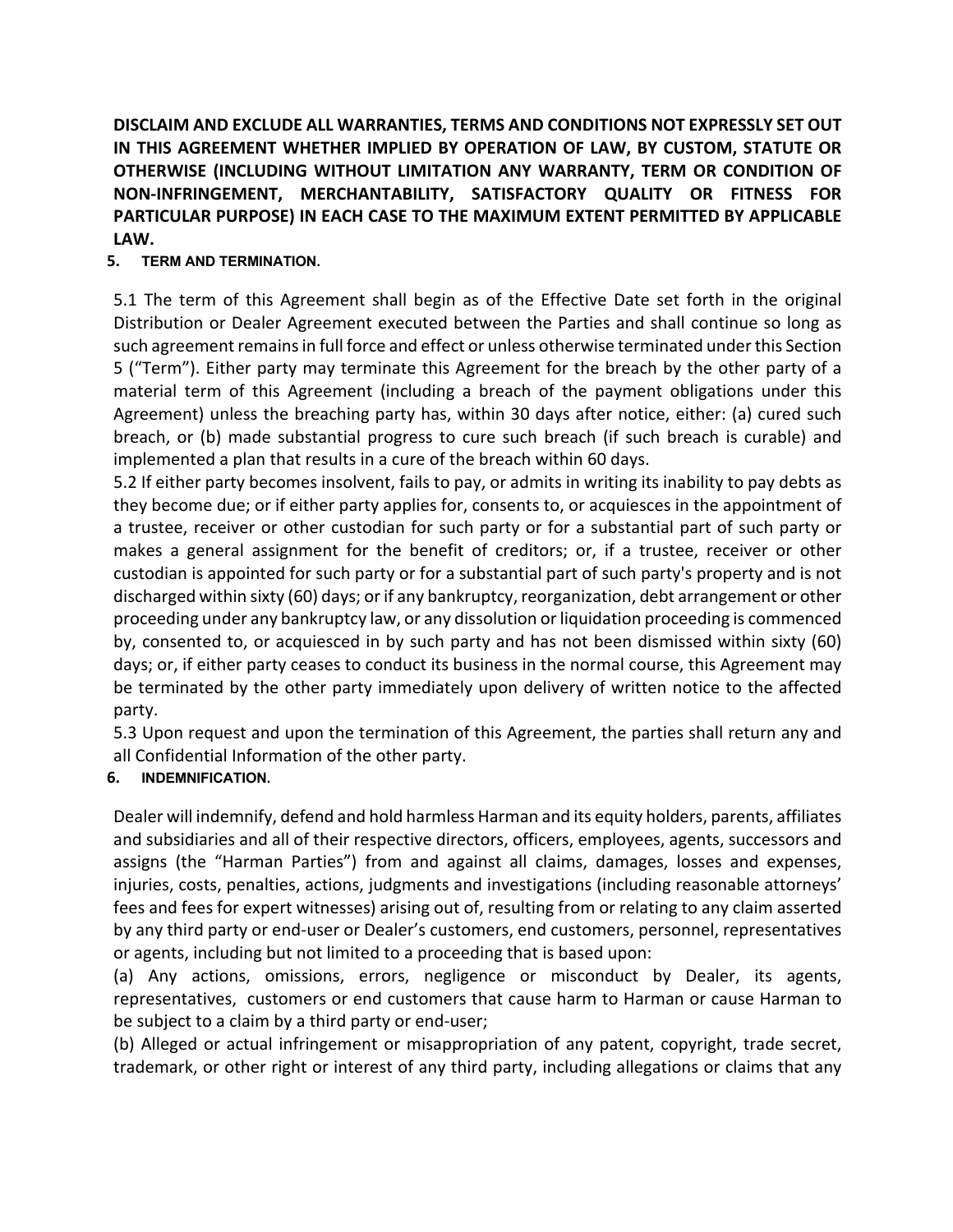**DISCLAIM AND EXCLUDE ALL WARRANTIES, TERMS AND CONDITIONS NOT EXPRESSLY SET OUT IN THIS AGREEMENT WHETHER IMPLIED BY OPERATION OF LAW, BY CUSTOM, STATUTE OR OTHERWISE (INCLUDING WITHOUT LIMITATION ANY WARRANTY, TERM OR CONDITION OF NON-INFRINGEMENT, MERCHANTABILITY, SATISFACTORY QUALITY OR FITNESS FOR PARTICULAR PURPOSE) IN EACH CASE TO THE MAXIMUM EXTENT PERMITTED BY APPLICABLE LAW.**

**5. TERM AND TERMINATION.**

5.1 The term of this Agreement shall begin as of the Effective Date set forth in the original Distribution or Dealer Agreement executed between the Parties and shall continue so long as such agreement remains in full force and effect or unless otherwise terminated under this Section 5 ("Term"). Either party may terminate this Agreement for the breach by the other party of a material term of this Agreement (including a breach of the payment obligations under this Agreement) unless the breaching party has, within 30 days after notice, either: (a) cured such breach, or (b) made substantial progress to cure such breach (if such breach is curable) and implemented a plan that results in a cure of the breach within 60 days.

5.2 If either party becomes insolvent, fails to pay, or admits in writing its inability to pay debts as they become due; or if either party applies for, consents to, or acquiesces in the appointment of a trustee, receiver or other custodian for such party or for a substantial part of such party or makes a general assignment for the benefit of creditors; or, if a trustee, receiver or other custodian is appointed for such party or for a substantial part of such party's property and is not discharged within sixty (60) days; or if any bankruptcy, reorganization, debt arrangement or other proceeding under any bankruptcy law, or any dissolution or liquidation proceeding is commenced by, consented to, or acquiesced in by such party and has not been dismissed within sixty (60) days; or, if either party ceases to conduct its business in the normal course, this Agreement may be terminated by the other party immediately upon delivery of written notice to the affected party.

5.3 Upon request and upon the termination of this Agreement, the parties shall return any and all Confidential Information of the other party.

**6. INDEMNIFICATION.**

Dealer will indemnify, defend and hold harmless Harman and its equity holders, parents, affiliates and subsidiaries and all of their respective directors, officers, employees, agents, successors and assigns (the "Harman Parties") from and against all claims, damages, losses and expenses, injuries, costs, penalties, actions, judgments and investigations (including reasonable attorneys' fees and fees for expert witnesses) arising out of, resulting from or relating to any claim asserted by any third party or end-user or Dealer's customers, end customers, personnel, representatives or agents, including but not limited to a proceeding that is based upon:

(a) Any actions, omissions, errors, negligence or misconduct by Dealer, its agents, representatives, customers or end customers that cause harm to Harman or cause Harman to be subject to a claim by a third party or end-user;

(b) Alleged or actual infringement or misappropriation of any patent, copyright, trade secret, trademark, or other right or interest of any third party, including allegations or claims that any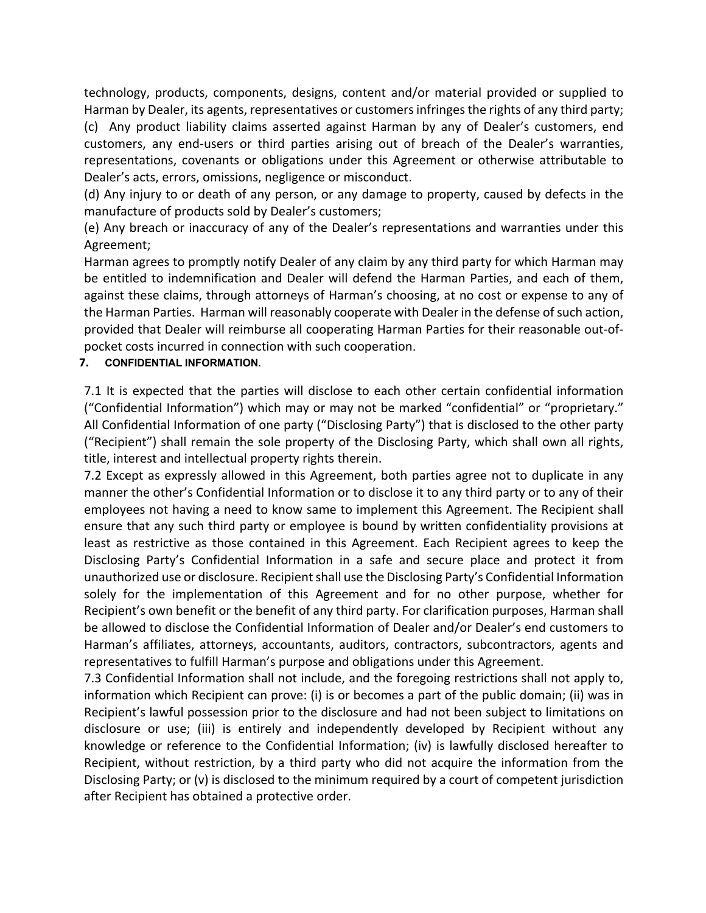technology, products, components, designs, content and/or material provided or supplied to Harman by Dealer, its agents, representatives or customers infringes the rights of any third party;

(c) Any product liability claims asserted against Harman by any of Dealer's customers, end customers, any end-users or third parties arising out of breach of the Dealer's warranties, representations, covenants or obligations under this Agreement or otherwise attributable to Dealer's acts, errors, omissions, negligence or misconduct.

(d) Any injury to or death of any person, or any damage to property, caused by defects in the manufacture of products sold by Dealer's customers;

(e) Any breach or inaccuracy of any of the Dealer's representations and warranties under this Agreement;

Harman agrees to promptly notify Dealer of any claim by any third party for which Harman may be entitled to indemnification and Dealer will defend the Harman Parties, and each of them, against these claims, through attorneys of Harman's choosing, at no cost or expense to any of the Harman Parties. Harman will reasonably cooperate with Dealer in the defense of such action, provided that Dealer will reimburse all cooperating Harman Parties for their reasonable out-of-pocket costs incurred in connection with such cooperation.

**7. CONFIDENTIAL INFORMATION.**

7.1 It is expected that the parties will disclose to each other certain confidential information ("Confidential Information") which may or may not be marked "confidential" or "proprietary." All Confidential Information of one party ("Disclosing Party") that is disclosed to the other party ("Recipient") shall remain the sole property of the Disclosing Party, which shall own all rights, title, interest and intellectual property rights therein.

7.2 Except as expressly allowed in this Agreement, both parties agree not to duplicate in any manner the other's Confidential Information or to disclose it to any third party or to any of their employees not having a need to know same to implement this Agreement. The Recipient shall ensure that any such third party or employee is bound by written confidentiality provisions at least as restrictive as those contained in this Agreement. Each Recipient agrees to keep the Disclosing Party's Confidential Information in a safe and secure place and protect it from unauthorized use or disclosure. Recipient shall use the Disclosing Party's Confidential Information solely for the implementation of this Agreement and for no other purpose, whether for Recipient's own benefit or the benefit of any third party. For clarification purposes, Harman shall be allowed to disclose the Confidential Information of Dealer and/or Dealer's end customers to Harman's affiliates, attorneys, accountants, auditors, contractors, subcontractors, agents and representatives to fulfill Harman's purpose and obligations under this Agreement.

7.3 Confidential Information shall not include, and the foregoing restrictions shall not apply to, information which Recipient can prove: (i) is or becomes a part of the public domain; (ii) was in Recipient's lawful possession prior to the disclosure and had not been subject to limitations on disclosure or use; (iii) is entirely and independently developed by Recipient without any knowledge or reference to the Confidential Information; (iv) is lawfully disclosed hereafter to Recipient, without restriction, by a third party who did not acquire the information from the Disclosing Party; or (v) is disclosed to the minimum required by a court of competent jurisdiction after Recipient has obtained a protective order.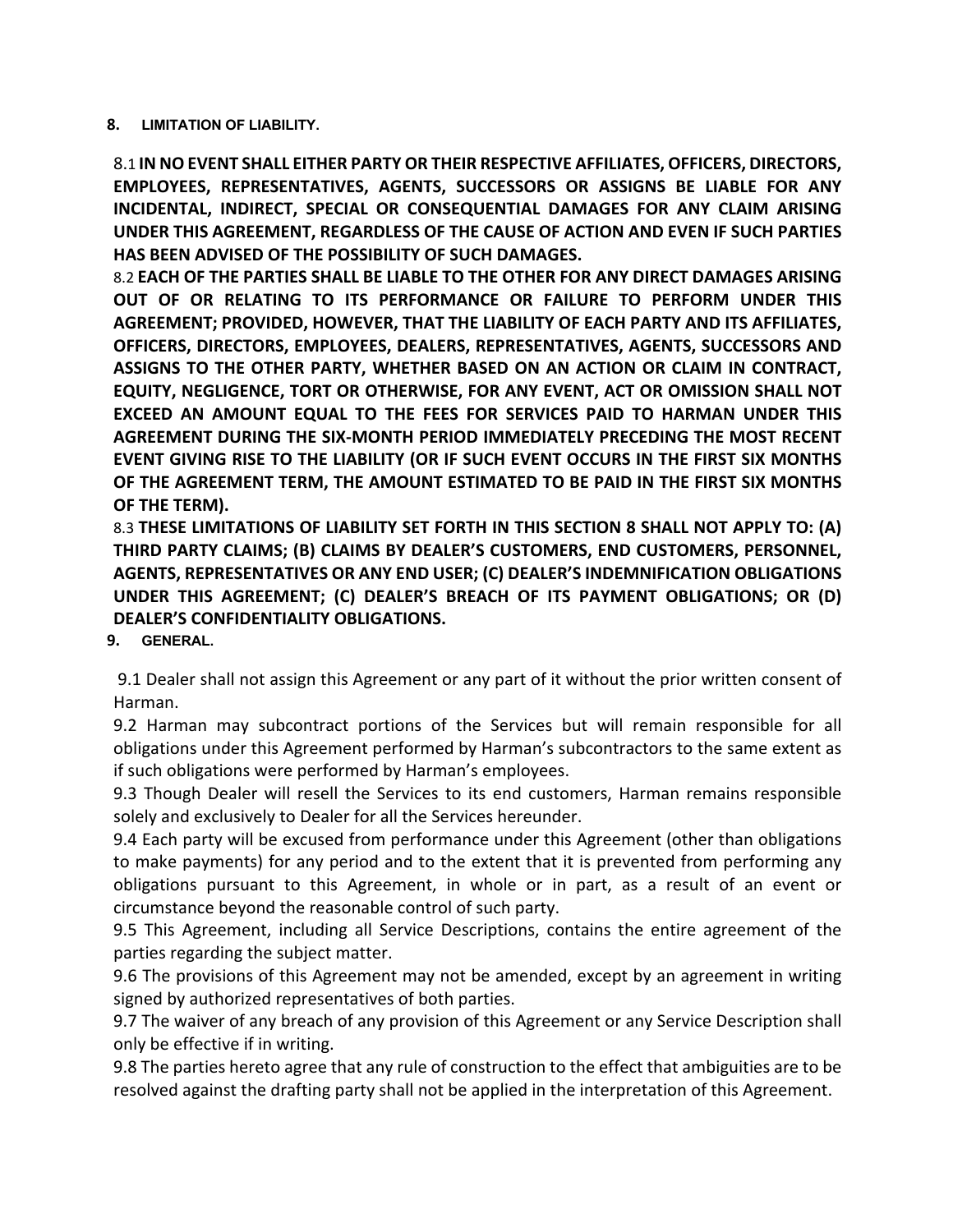**8. LIMITATION OF LIABILITY.**

8.1 **IN NO EVENT SHALL EITHER PARTY OR THEIR RESPECTIVE AFFILIATES, OFFICERS, DIRECTORS, EMPLOYEES, REPRESENTATIVES, AGENTS, SUCCESSORS OR ASSIGNS BE LIABLE FOR ANY INCIDENTAL, INDIRECT, SPECIAL OR CONSEQUENTIAL DAMAGES FOR ANY CLAIM ARISING UNDER THIS AGREEMENT, REGARDLESS OF THE CAUSE OF ACTION AND EVEN IF SUCH PARTIES HAS BEEN ADVISED OF THE POSSIBILITY OF SUCH DAMAGES.**

8.2 **EACH OF THE PARTIES SHALL BE LIABLE TO THE OTHER FOR ANY DIRECT DAMAGES ARISING OUT OF OR RELATING TO ITS PERFORMANCE OR FAILURE TO PERFORM UNDER THIS AGREEMENT; PROVIDED, HOWEVER, THAT THE LIABILITY OF EACH PARTY AND ITS AFFILIATES, OFFICERS, DIRECTORS, EMPLOYEES, DEALERS, REPRESENTATIVES, AGENTS, SUCCESSORS AND ASSIGNS TO THE OTHER PARTY, WHETHER BASED ON AN ACTION OR CLAIM IN CONTRACT, EQUITY, NEGLIGENCE, TORT OR OTHERWISE, FOR ANY EVENT, ACT OR OMISSION SHALL NOT EXCEED AN AMOUNT EQUAL TO THE FEES FOR SERVICES PAID TO HARMAN UNDER THIS AGREEMENT DURING THE SIX-MONTH PERIOD IMMEDIATELY PRECEDING THE MOST RECENT EVENT GIVING RISE TO THE LIABILITY (OR IF SUCH EVENT OCCURS IN THE FIRST SIX MONTHS OF THE AGREEMENT TERM, THE AMOUNT ESTIMATED TO BE PAID IN THE FIRST SIX MONTHS OF THE TERM).**

8.3 **THESE LIMITATIONS OF LIABILITY SET FORTH IN THIS SECTION 8 SHALL NOT APPLY TO: (A) THIRD PARTY CLAIMS; (B) CLAIMS BY DEALER'S CUSTOMERS, END CUSTOMERS, PERSONNEL, AGENTS, REPRESENTATIVES OR ANY END USER; (C) DEALER'S INDEMNIFICATION OBLIGATIONS UNDER THIS AGREEMENT; (C) DEALER'S BREACH OF ITS PAYMENT OBLIGATIONS; OR (D) DEALER'S CONFIDENTIALITY OBLIGATIONS.**

**9. GENERAL.**

9.1 Dealer shall not assign this Agreement or any part of it without the prior written consent of Harman.

9.2 Harman may subcontract portions of the Services but will remain responsible for all obligations under this Agreement performed by Harman's subcontractors to the same extent as if such obligations were performed by Harman's employees.

9.3 Though Dealer will resell the Services to its end customers, Harman remains responsible solely and exclusively to Dealer for all the Services hereunder.

9.4 Each party will be excused from performance under this Agreement (other than obligations to make payments) for any period and to the extent that it is prevented from performing any obligations pursuant to this Agreement, in whole or in part, as a result of an event or circumstance beyond the reasonable control of such party.

9.5 This Agreement, including all Service Descriptions, contains the entire agreement of the parties regarding the subject matter.

9.6 The provisions of this Agreement may not be amended, except by an agreement in writing signed by authorized representatives of both parties.

9.7 The waiver of any breach of any provision of this Agreement or any Service Description shall only be effective if in writing.

9.8 The parties hereto agree that any rule of construction to the effect that ambiguities are to be resolved against the drafting party shall not be applied in the interpretation of this Agreement.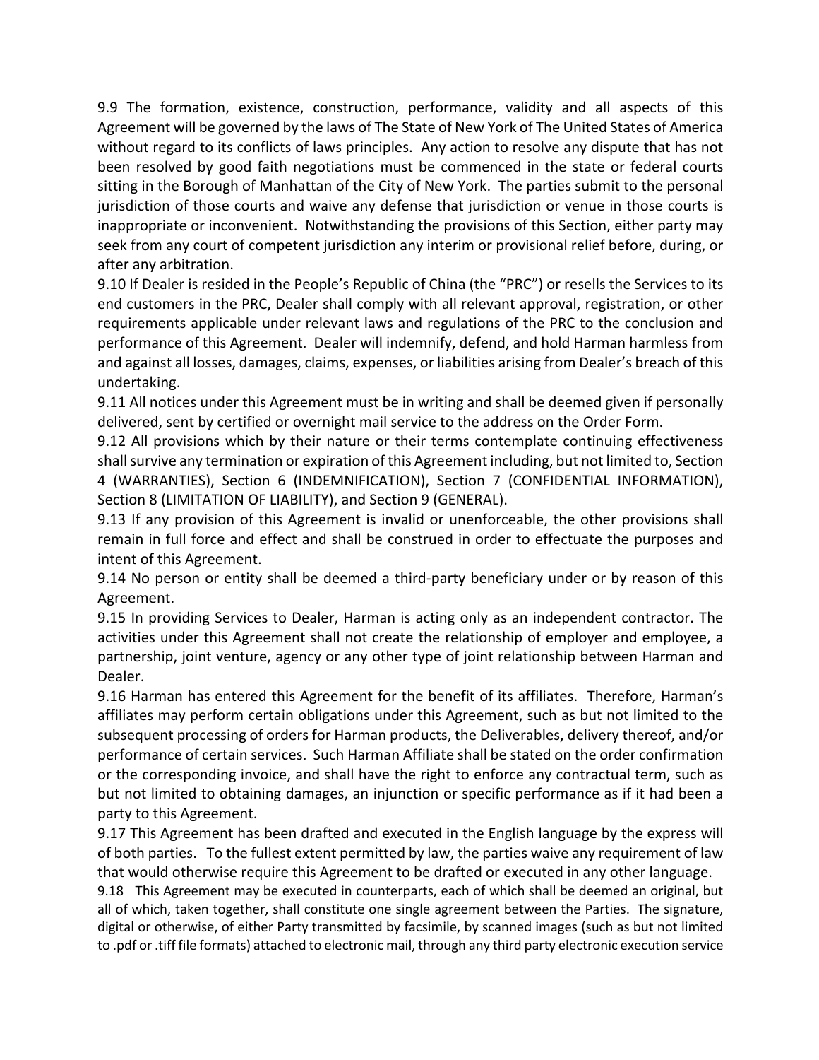9.9 The formation, existence, construction, performance, validity and all aspects of this Agreement will be governed by the laws of The State of New York of The United States of America without regard to its conflicts of laws principles. Any action to resolve any dispute that has not been resolved by good faith negotiations must be commenced in the state or federal courts sitting in the Borough of Manhattan of the City of New York. The parties submit to the personal jurisdiction of those courts and waive any defense that jurisdiction or venue in those courts is inappropriate or inconvenient. Notwithstanding the provisions of this Section, either party may seek from any court of competent jurisdiction any interim or provisional relief before, during, or after any arbitration.

9.10 If Dealer is resided in the People's Republic of China (the "PRC") or resells the Services to its end customers in the PRC, Dealer shall comply with all relevant approval, registration, or other requirements applicable under relevant laws and regulations of the PRC to the conclusion and performance of this Agreement. Dealer will indemnify, defend, and hold Harman harmless from and against all losses, damages, claims, expenses, or liabilities arising from Dealer's breach of this undertaking.

9.11 All notices under this Agreement must be in writing and shall be deemed given if personally delivered, sent by certified or overnight mail service to the address on the Order Form.

9.12 All provisions which by their nature or their terms contemplate continuing effectiveness shall survive any termination or expiration of this Agreement including, but not limited to, Section 4 (WARRANTIES), Section 6 (INDEMNIFICATION), Section 7 (CONFIDENTIAL INFORMATION), Section 8 (LIMITATION OF LIABILITY), and Section 9 (GENERAL).

9.13 If any provision of this Agreement is invalid or unenforceable, the other provisions shall remain in full force and effect and shall be construed in order to effectuate the purposes and intent of this Agreement.

9.14 No person or entity shall be deemed a third-party beneficiary under or by reason of this Agreement.

9.15 In providing Services to Dealer, Harman is acting only as an independent contractor. The activities under this Agreement shall not create the relationship of employer and employee, a partnership, joint venture, agency or any other type of joint relationship between Harman and Dealer.

9.16 Harman has entered this Agreement for the benefit of its affiliates. Therefore, Harman's affiliates may perform certain obligations under this Agreement, such as but not limited to the subsequent processing of orders for Harman products, the Deliverables, delivery thereof, and/or performance of certain services. Such Harman Affiliate shall be stated on the order confirmation or the corresponding invoice, and shall have the right to enforce any contractual term, such as but not limited to obtaining damages, an injunction or specific performance as if it had been a party to this Agreement.

9.17 This Agreement has been drafted and executed in the English language by the express will of both parties. To the fullest extent permitted by law, the parties waive any requirement of law that would otherwise require this Agreement to be drafted or executed in any other language.

9.18 This Agreement may be executed in counterparts, each of which shall be deemed an original, but all of which, taken together, shall constitute one single agreement between the Parties. The signature, digital or otherwise, of either Party transmitted by facsimile, by scanned images (such as but not limited to .pdf or .tiff file formats) attached to electronic mail, through any third party electronic execution service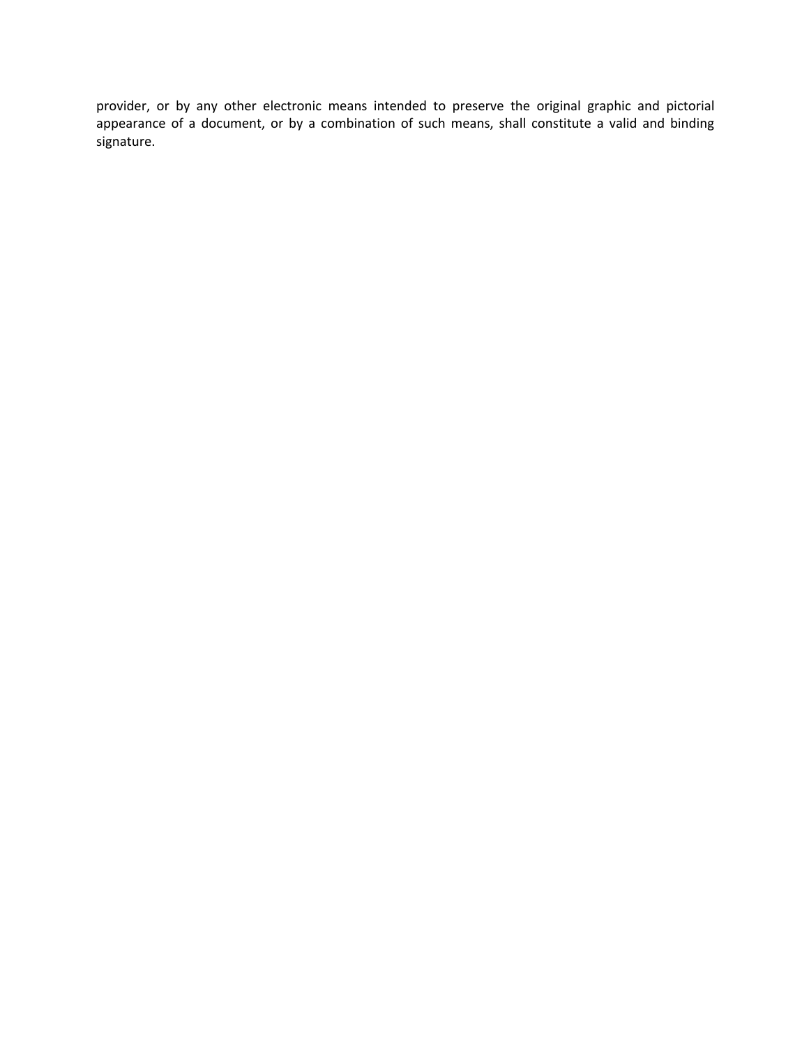provider, or by any other electronic means intended to preserve the original graphic and pictorial appearance of a document, or by a combination of such means, shall constitute a valid and binding signature.